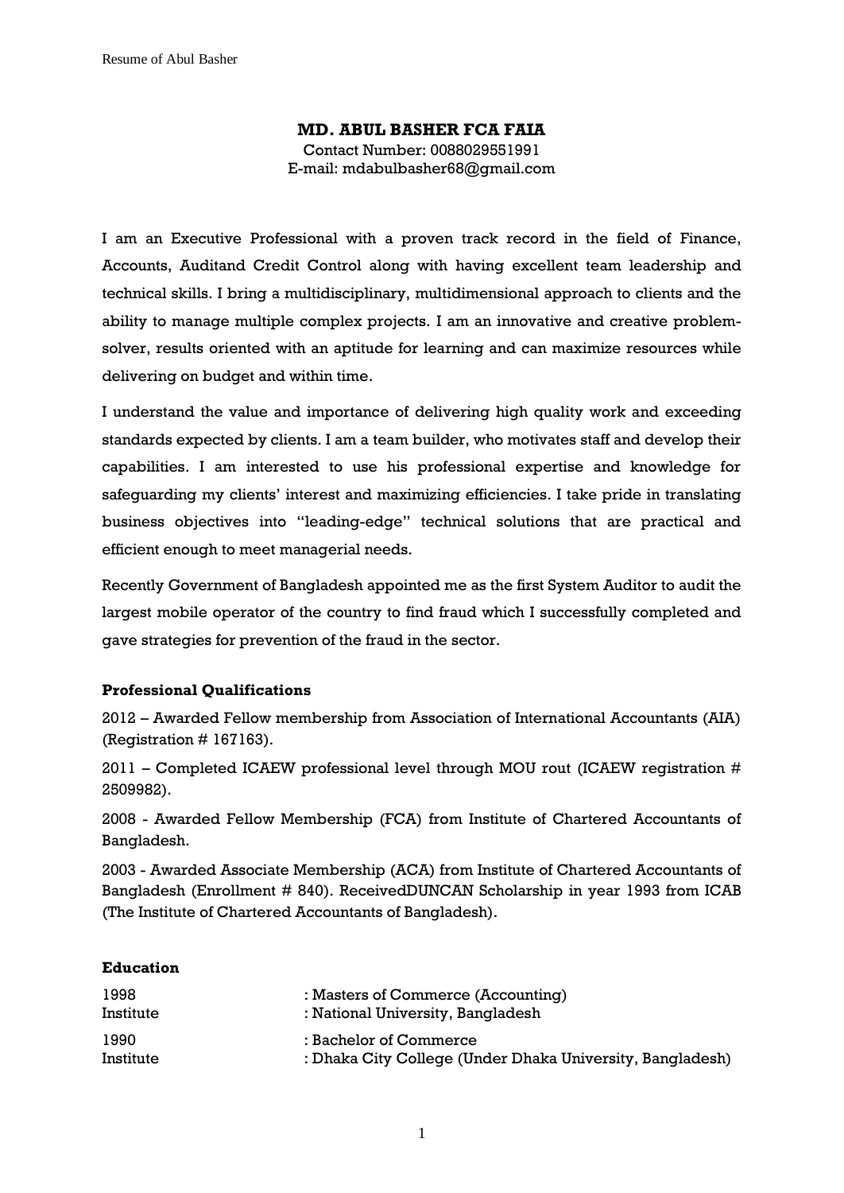# MD. ABUL BASHER FCA FAIA

Contact Number: 0088029551991
E-mail: mdabulbasher68@gmail.com

I am an Executive Professional with a proven track record in the field of Finance, Accounts, Auditand Credit Control along with having excellent team leadership and technical skills. I bring a multidisciplinary, multidimensional approach to clients and the ability to manage multiple complex projects. I am an innovative and creative problem-solver, results oriented with an aptitude for learning and can maximize resources while delivering on budget and within time.

I understand the value and importance of delivering high quality work and exceeding standards expected by clients. I am a team builder, who motivates staff and develop their capabilities. I am interested to use his professional expertise and knowledge for safeguarding my clients' interest and maximizing efficiencies. I take pride in translating business objectives into "leading-edge" technical solutions that are practical and efficient enough to meet managerial needs.

Recently Government of Bangladesh appointed me as the first System Auditor to audit the largest mobile operator of the country to find fraud which I successfully completed and gave strategies for prevention of the fraud in the sector.

**Professional Qualifications**

2012 – Awarded Fellow membership from Association of International Accountants (AIA) (Registration # 167163).

2011 – Completed ICAEW professional level through MOU rout (ICAEW registration # 2509982).

2008 - Awarded Fellow Membership (FCA) from Institute of Chartered Accountants of Bangladesh.

2003 - Awarded Associate Membership (ACA) from Institute of Chartered Accountants of Bangladesh (Enrollment # 840). ReceivedDUNCAN Scholarship in year 1993 from ICAB (The Institute of Chartered Accountants of Bangladesh).

**Education**

| | |
|---|---|
| 1998 | : Masters of Commerce (Accounting) |
| Institute | : National University, Bangladesh |
| 1990 | : Bachelor of Commerce |
| Institute | : Dhaka City College (Under Dhaka University, Bangladesh) |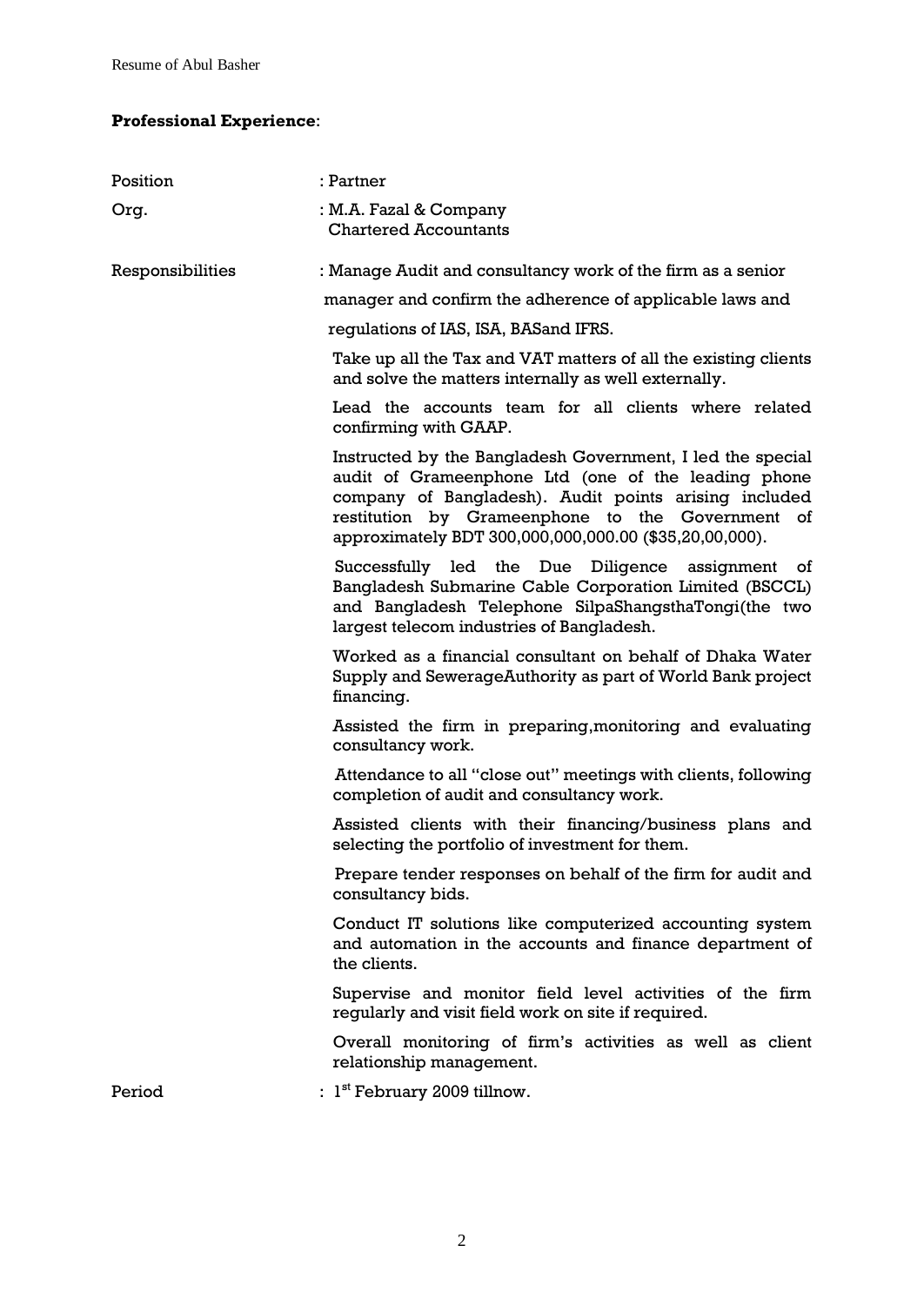**Professional Experience**:

Position : Partner

Org. : M.A. Fazal & Company
Chartered Accountants

Responsibilities : Manage Audit and consultancy work of the firm as a senior manager and confirm the adherence of applicable laws and regulations of IAS, ISA, BASand IFRS.

Take up all the Tax and VAT matters of all the existing clients and solve the matters internally as well externally.

Lead the accounts team for all clients where related confirming with GAAP.

Instructed by the Bangladesh Government, I led the special audit of Grameenphone Ltd (one of the leading phone company of Bangladesh). Audit points arising included restitution by Grameenphone to the Government of approximately BDT 300,000,000,000.00 ($35,20,00,000).

Successfully led the Due Diligence assignment of Bangladesh Submarine Cable Corporation Limited (BSCCL) and Bangladesh Telephone SilpaShangsthaTongi(the two largest telecom industries of Bangladesh.

Worked as a financial consultant on behalf of Dhaka Water Supply and SewerageAuthority as part of World Bank project financing.

Assisted the firm in preparing,monitoring and evaluating consultancy work.

Attendance to all "close out" meetings with clients, following completion of audit and consultancy work.

Assisted clients with their financing/business plans and selecting the portfolio of investment for them.

Prepare tender responses on behalf of the firm for audit and consultancy bids.

Conduct IT solutions like computerized accounting system and automation in the accounts and finance department of the clients.

Supervise and monitor field level activities of the firm regularly and visit field work on site if required.

Overall monitoring of firm's activities as well as client relationship management.

Period : 1st February 2009 tillnow.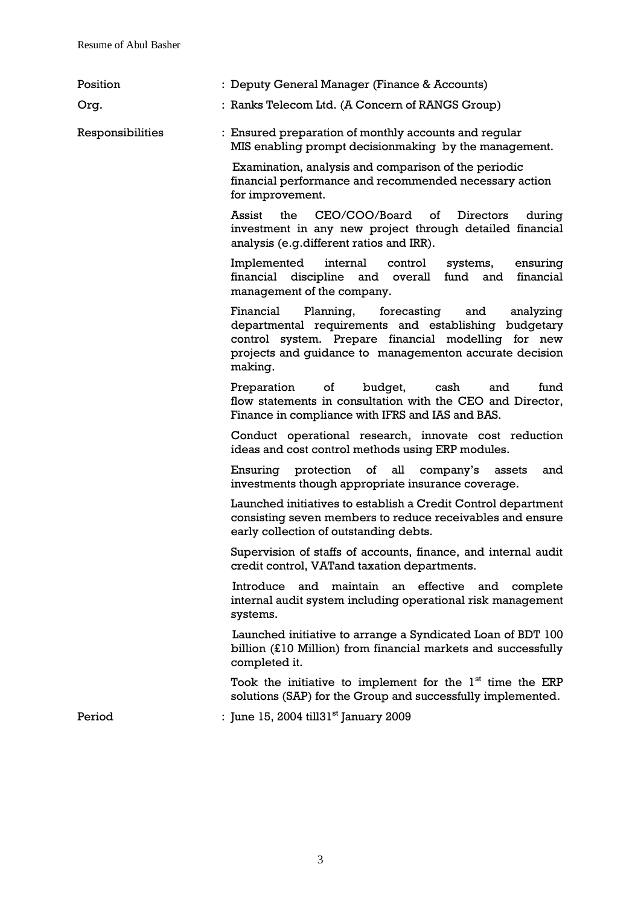Position : Deputy General Manager (Finance & Accounts)

Org. : Ranks Telecom Ltd. (A Concern of RANGS Group)

Responsibilities : Ensured preparation of monthly accounts and regular MIS enabling prompt decisionmaking by the management.

Examination, analysis and comparison of the periodic financial performance and recommended necessary action for improvement.

Assist the CEO/COO/Board of Directors during investment in any new project through detailed financial analysis (e.g.different ratios and IRR).

Implemented internal control systems, ensuring financial discipline and overall fund and financial management of the company.

Financial Planning, forecasting and analyzing departmental requirements and establishing budgetary control system. Prepare financial modelling for new projects and guidance to managementon accurate decision making.

Preparation of budget, cash and fund flow statements in consultation with the CEO and Director, Finance in compliance with IFRS and IAS and BAS.

Conduct operational research, innovate cost reduction ideas and cost control methods using ERP modules.

Ensuring protection of all company's assets and investments though appropriate insurance coverage.

Launched initiatives to establish a Credit Control department consisting seven members to reduce receivables and ensure early collection of outstanding debts.

Supervision of staffs of accounts, finance, and internal audit credit control, VATand taxation departments.

Introduce and maintain an effective and complete internal audit system including operational risk management systems.

Launched initiative to arrange a Syndicated Loan of BDT 100 billion (£10 Million) from financial markets and successfully completed it.

Took the initiative to implement for the 1st time the ERP solutions (SAP) for the Group and successfully implemented.

Period : June 15, 2004 till31st January 2009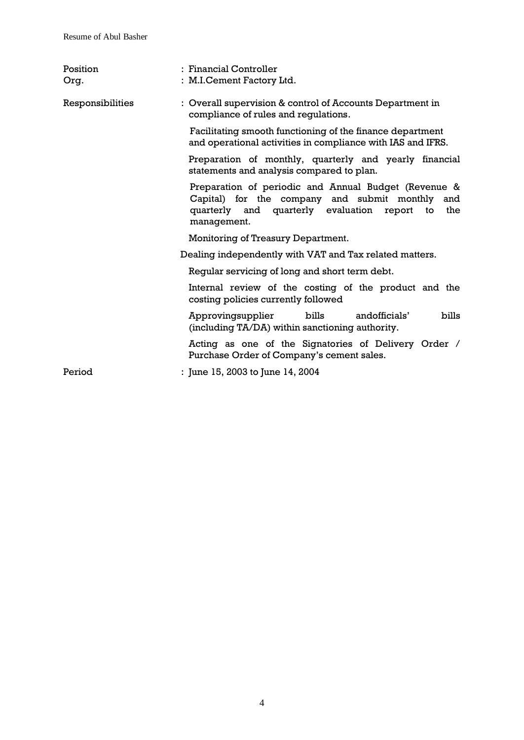Position : Financial Controller

Org. : M.I.Cement Factory Ltd.

Responsibilities : Overall supervision & control of Accounts Department in compliance of rules and regulations.

Facilitating smooth functioning of the finance department and operational activities in compliance with IAS and IFRS.

Preparation of monthly, quarterly and yearly financial statements and analysis compared to plan.

Preparation of periodic and Annual Budget (Revenue & Capital) for the company and submit monthly and quarterly and quarterly evaluation report to the management.

Monitoring of Treasury Department.

Dealing independently with VAT and Tax related matters.

Regular servicing of long and short term debt.

Internal review of the costing of the product and the costing policies currently followed

Approvingsupplier bills andofficials' bills (including TA/DA) within sanctioning authority.

Acting as one of the Signatories of Delivery Order / Purchase Order of Company's cement sales.

Period : June 15, 2003 to June 14, 2004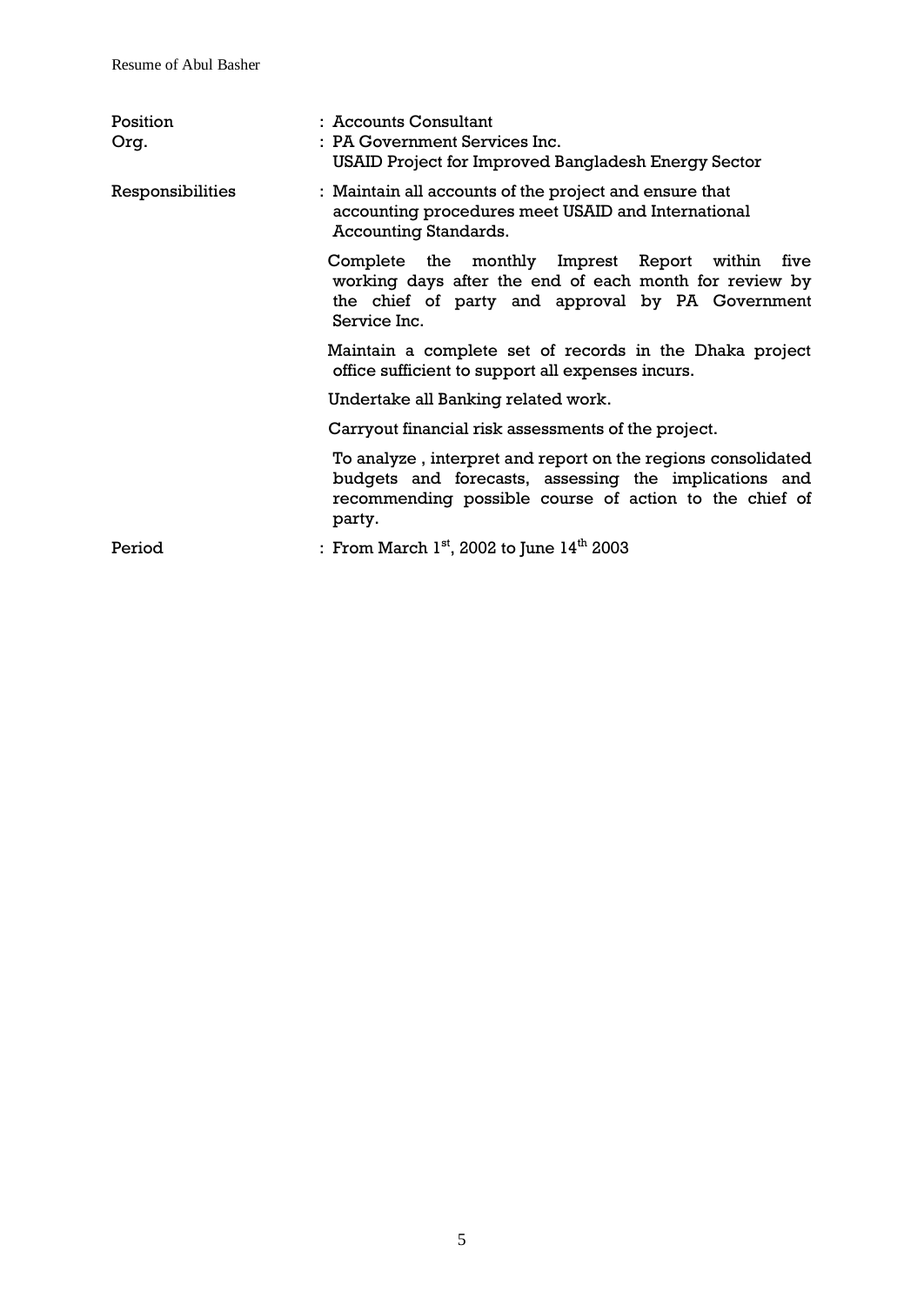| | |
|---|---|
| Position | : Accounts Consultant |
| Org. | : PA Government Services Inc. USAID Project for Improved Bangladesh Energy Sector |
| Responsibilities | : Maintain all accounts of the project and ensure that accounting procedures meet USAID and International Accounting Standards. |
| | Complete the monthly Imprest Report within five working days after the end of each month for review by the chief of party and approval by PA Government Service Inc. |
| | Maintain a complete set of records in the Dhaka project office sufficient to support all expenses incurs. |
| | Undertake all Banking related work. |
| | Carryout financial risk assessments of the project. |
| | To analyze , interpret and report on the regions consolidated budgets and forecasts, assessing the implications and recommending possible course of action to the chief of party. |
| Period | : From March 1st, 2002 to June 14th 2003 |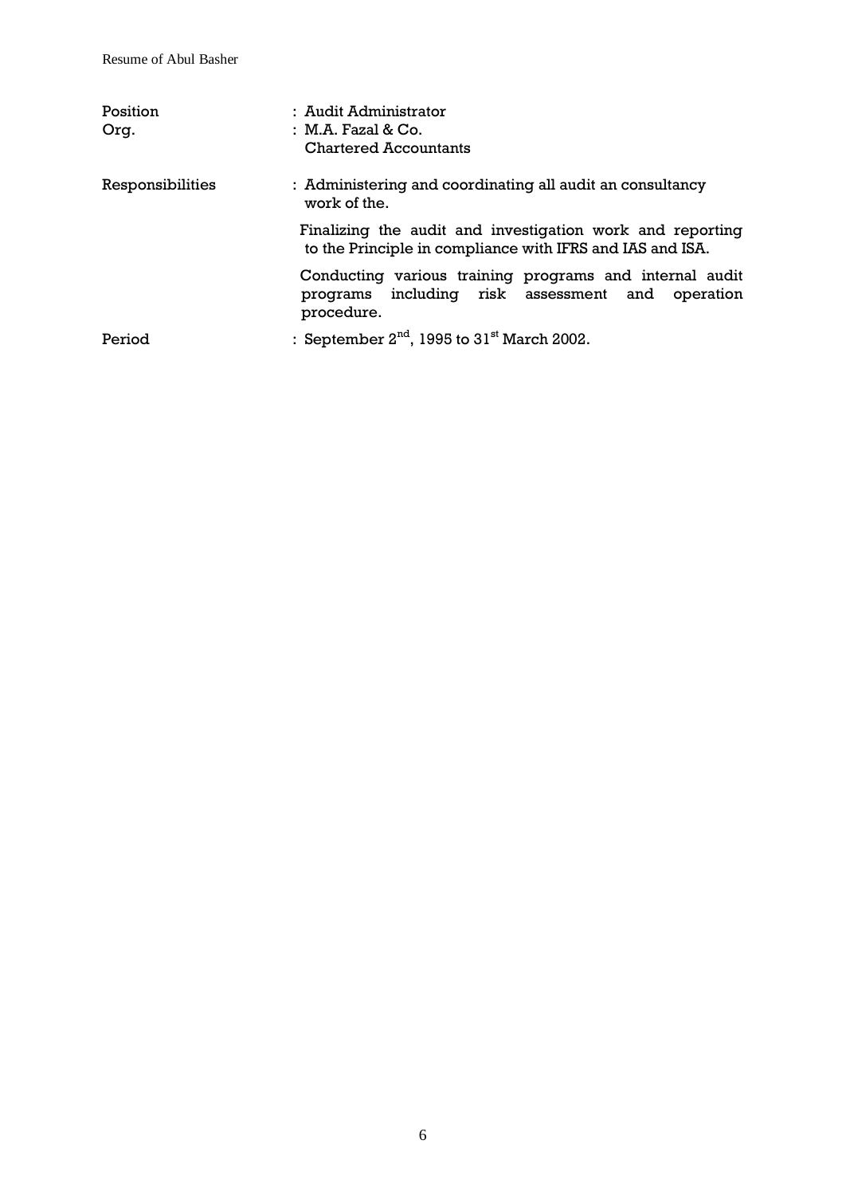| | |
|---|---|
| Position | : Audit Administrator |
| Org. | : M.A. Fazal & Co. Chartered Accountants |
| Responsibilities | : Administering and coordinating all audit an consultancy work of the.<br>Finalizing the audit and investigation work and reporting to the Principle in compliance with IFRS and IAS and ISA.<br>Conducting various training programs and internal audit programs including risk assessment and operation procedure. |
| Period | : September 2nd, 1995 to 31st March 2002. |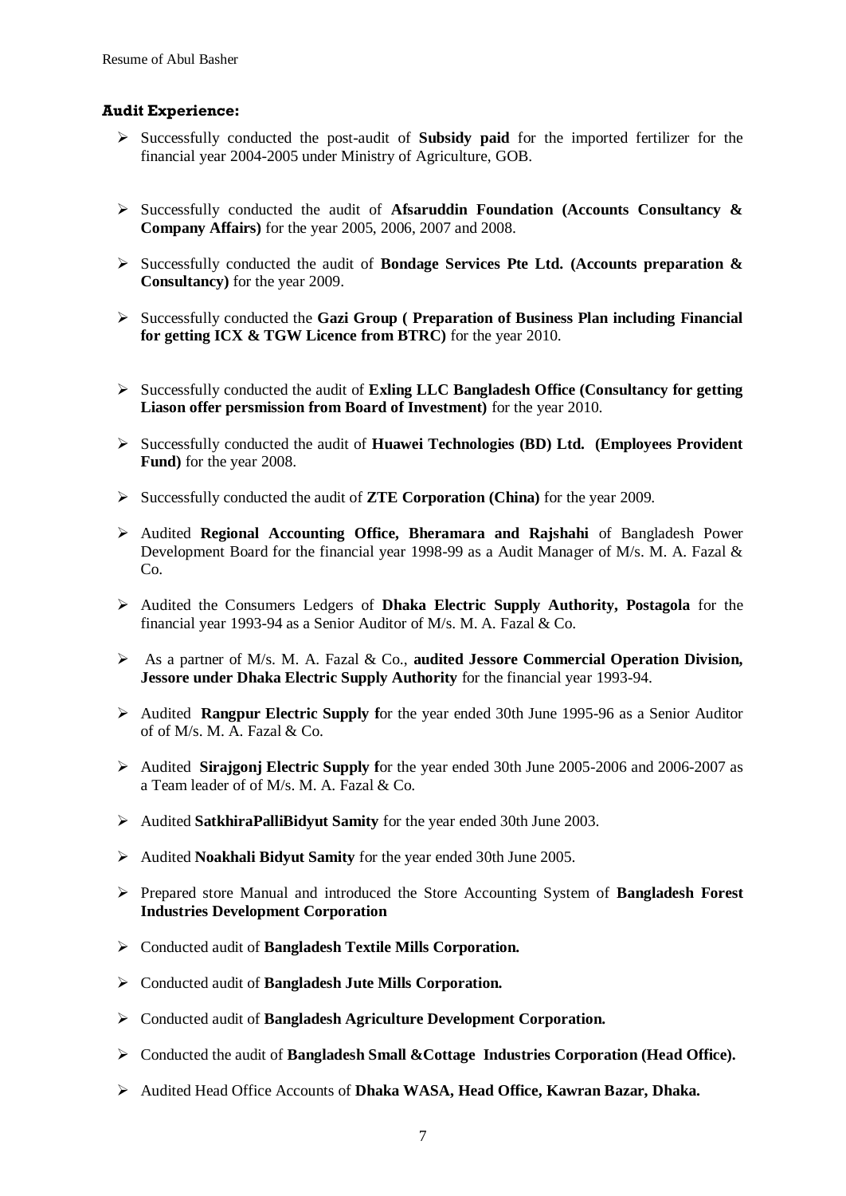#### Audit Experience:

- Successfully conducted the post-audit of **Subsidy paid** for the imported fertilizer for the financial year 2004-2005 under Ministry of Agriculture, GOB.
- Successfully conducted the audit of **Afsaruddin Foundation (Accounts Consultancy & Company Affairs)** for the year 2005, 2006, 2007 and 2008.
- Successfully conducted the audit of **Bondage Services Pte Ltd. (Accounts preparation & Consultancy)** for the year 2009.
- Successfully conducted the **Gazi Group ( Preparation of Business Plan including Financial for getting ICX & TGW Licence from BTRC)** for the year 2010.
- Successfully conducted the audit of **Exling LLC Bangladesh Office (Consultancy for getting Liason offer persmission from Board of Investment)** for the year 2010.
- Successfully conducted the audit of **Huawei Technologies (BD) Ltd. (Employees Provident Fund)** for the year 2008.
- Successfully conducted the audit of **ZTE Corporation (China)** for the year 2009.
- Audited **Regional Accounting Office, Bheramara and Rajshahi** of Bangladesh Power Development Board for the financial year 1998-99 as a Audit Manager of M/s. M. A. Fazal & Co.
- Audited the Consumers Ledgers of **Dhaka Electric Supply Authority, Postagola** for the financial year 1993-94 as a Senior Auditor of M/s. M. A. Fazal & Co.
- As a partner of M/s. M. A. Fazal & Co., **audited Jessore Commercial Operation Division, Jessore under Dhaka Electric Supply Authority** for the financial year 1993-94.
- Audited **Rangpur Electric Supply f**or the year ended 30th June 1995-96 as a Senior Auditor of of M/s. M. A. Fazal & Co.
- Audited **Sirajgonj Electric Supply f**or the year ended 30th June 2005-2006 and 2006-2007 as a Team leader of of M/s. M. A. Fazal & Co.
- Audited **SatkhiraPalliBidyut Samity** for the year ended 30th June 2003.
- Audited **Noakhali Bidyut Samity** for the year ended 30th June 2005.
- Prepared store Manual and introduced the Store Accounting System of **Bangladesh Forest Industries Development Corporation**
- Conducted audit of **Bangladesh Textile Mills Corporation.**
- Conducted audit of **Bangladesh Jute Mills Corporation.**
- Conducted audit of **Bangladesh Agriculture Development Corporation.**
- Conducted the audit of **Bangladesh Small &Cottage Industries Corporation (Head Office).**
- Audited Head Office Accounts of **Dhaka WASA, Head Office, Kawran Bazar, Dhaka.**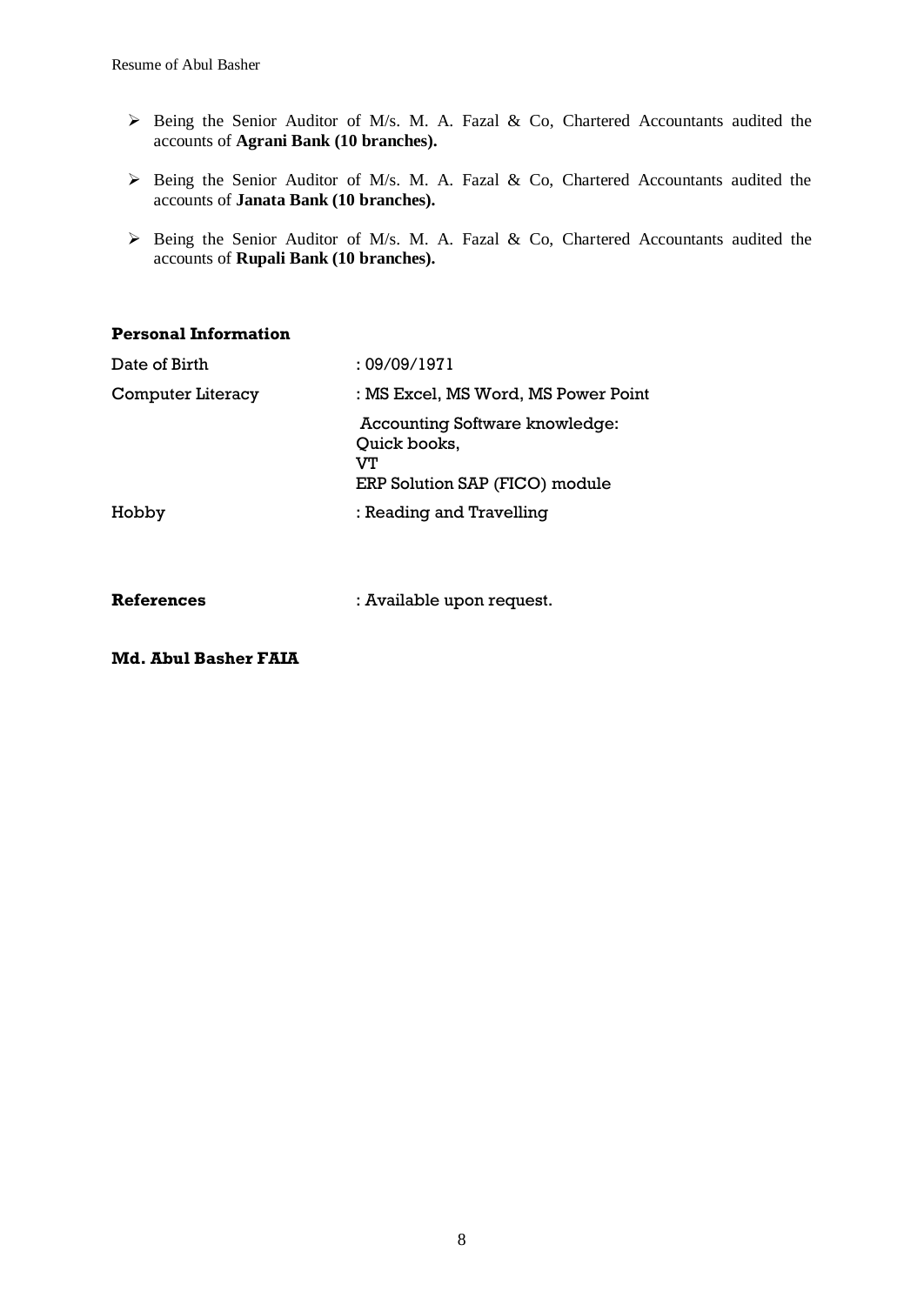- Being the Senior Auditor of M/s. M. A. Fazal & Co, Chartered Accountants audited the accounts of **Agrani Bank (10 branches).**

- Being the Senior Auditor of M/s. M. A. Fazal & Co, Chartered Accountants audited the accounts of **Janata Bank (10 branches).**

- Being the Senior Auditor of M/s. M. A. Fazal & Co, Chartered Accountants audited the accounts of **Rupali Bank (10 branches).**

**Personal Information**

| | |
|---|---|
| Date of Birth | : 09/09/1971 |
| Computer Literacy | : MS Excel, MS Word, MS Power Point |
| | Accounting Software knowledge:<br>Quick books,<br>VT<br>ERP Solution SAP (FICO) module |
| Hobby | : Reading and Travelling |

**References** : Available upon request.

**Md. Abul Basher FAIA**